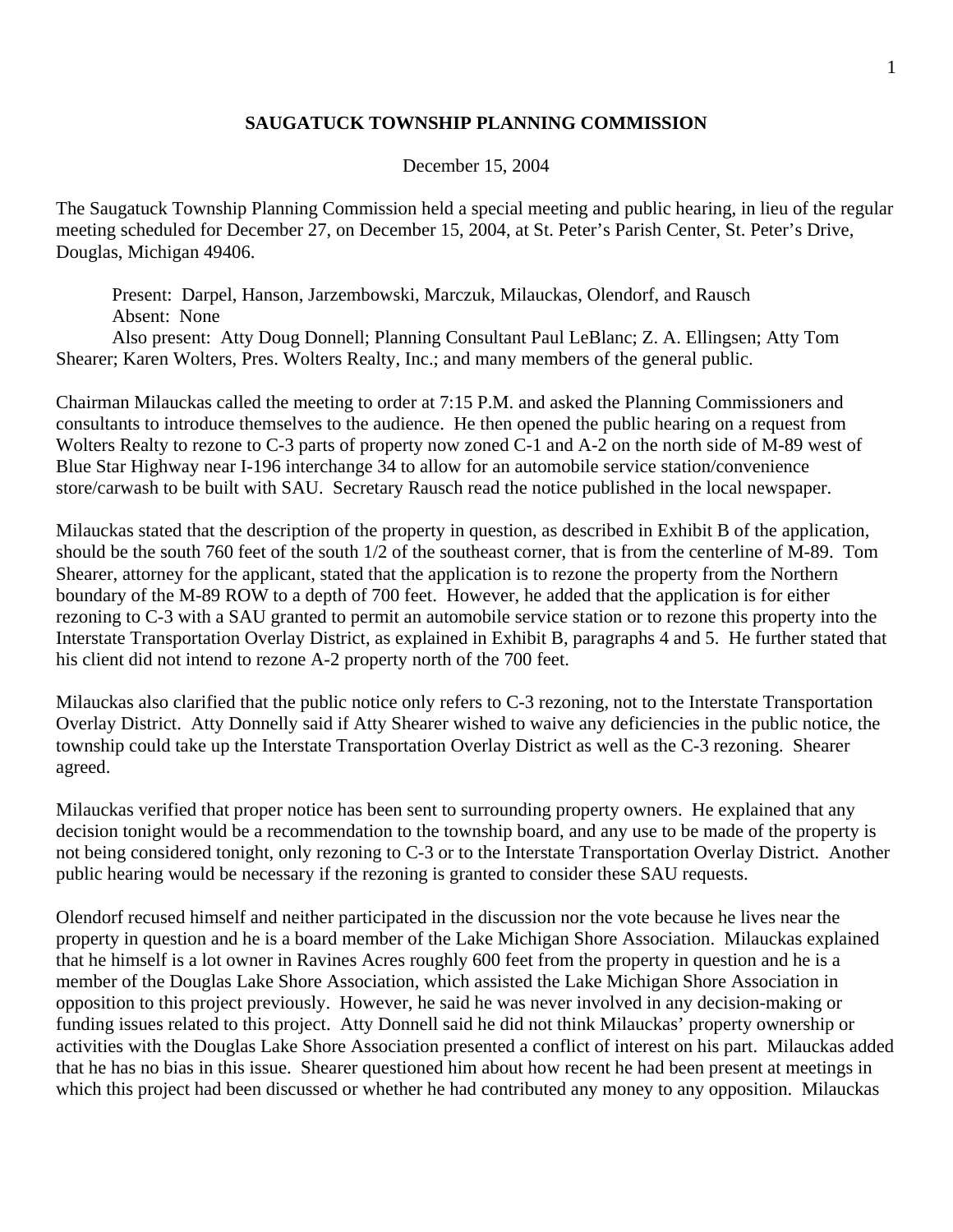# SAUGATUCK TOWNSHIP PLANNING COMMISSION

December 15, 2004

The Saugatuck Township Planning Commission held a special meeting and public hearing, in lieu of the regular meeting scheduled for December 27, on December 15, 2004, at St. Peter's Parish Center, St. Peter's Drive, Douglas, Michigan 49406.

Present: Darpel, Hanson, Jarzembowski, Marczuk, Milauckas, Olendorf, and Rausch
Absent: None
Also present: Atty Doug Donnell; Planning Consultant Paul LeBlanc; Z. A. Ellingsen; Atty Tom Shearer; Karen Wolters, Pres. Wolters Realty, Inc.; and many members of the general public.

Chairman Milauckas called the meeting to order at 7:15 P.M. and asked the Planning Commissioners and consultants to introduce themselves to the audience. He then opened the public hearing on a request from Wolters Realty to rezone to C-3 parts of property now zoned C-1 and A-2 on the north side of M-89 west of Blue Star Highway near I-196 interchange 34 to allow for an automobile service station/convenience store/carwash to be built with SAU. Secretary Rausch read the notice published in the local newspaper.

Milauckas stated that the description of the property in question, as described in Exhibit B of the application, should be the south 760 feet of the south 1/2 of the southeast corner, that is from the centerline of M-89. Tom Shearer, attorney for the applicant, stated that the application is to rezone the property from the Northern boundary of the M-89 ROW to a depth of 700 feet. However, he added that the application is for either rezoning to C-3 with a SAU granted to permit an automobile service station or to rezone this property into the Interstate Transportation Overlay District, as explained in Exhibit B, paragraphs 4 and 5. He further stated that his client did not intend to rezone A-2 property north of the 700 feet.

Milauckas also clarified that the public notice only refers to C-3 rezoning, not to the Interstate Transportation Overlay District. Atty Donnelly said if Atty Shearer wished to waive any deficiencies in the public notice, the township could take up the Interstate Transportation Overlay District as well as the C-3 rezoning. Shearer agreed.

Milauckas verified that proper notice has been sent to surrounding property owners. He explained that any decision tonight would be a recommendation to the township board, and any use to be made of the property is not being considered tonight, only rezoning to C-3 or to the Interstate Transportation Overlay District. Another public hearing would be necessary if the rezoning is granted to consider these SAU requests.

Olendorf recused himself and neither participated in the discussion nor the vote because he lives near the property in question and he is a board member of the Lake Michigan Shore Association. Milauckas explained that he himself is a lot owner in Ravines Acres roughly 600 feet from the property in question and he is a member of the Douglas Lake Shore Association, which assisted the Lake Michigan Shore Association in opposition to this project previously. However, he said he was never involved in any decision-making or funding issues related to this project. Atty Donnell said he did not think Milauckas' property ownership or activities with the Douglas Lake Shore Association presented a conflict of interest on his part. Milauckas added that he has no bias in this issue. Shearer questioned him about how recent he had been present at meetings in which this project had been discussed or whether he had contributed any money to any opposition. Milauckas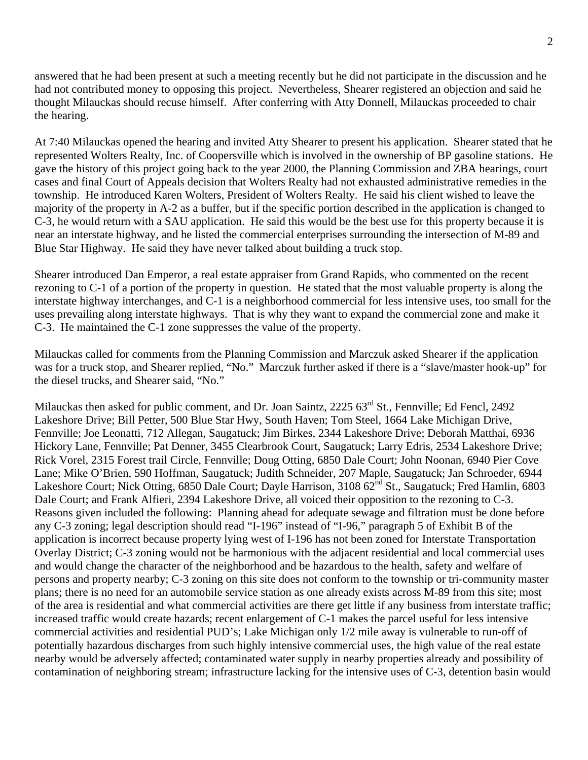answered that he had been present at such a meeting recently but he did not participate in the discussion and he had not contributed money to opposing this project. Nevertheless, Shearer registered an objection and said he thought Milauckas should recuse himself. After conferring with Atty Donnell, Milauckas proceeded to chair the hearing.

At 7:40 Milauckas opened the hearing and invited Atty Shearer to present his application. Shearer stated that he represented Wolters Realty, Inc. of Coopersville which is involved in the ownership of BP gasoline stations. He gave the history of this project going back to the year 2000, the Planning Commission and ZBA hearings, court cases and final Court of Appeals decision that Wolters Realty had not exhausted administrative remedies in the township. He introduced Karen Wolters, President of Wolters Realty. He said his client wished to leave the majority of the property in A-2 as a buffer, but if the specific portion described in the application is changed to C-3, he would return with a SAU application. He said this would be the best use for this property because it is near an interstate highway, and he listed the commercial enterprises surrounding the intersection of M-89 and Blue Star Highway. He said they have never talked about building a truck stop.

Shearer introduced Dan Emperor, a real estate appraiser from Grand Rapids, who commented on the recent rezoning to C-1 of a portion of the property in question. He stated that the most valuable property is along the interstate highway interchanges, and C-1 is a neighborhood commercial for less intensive uses, too small for the uses prevailing along interstate highways. That is why they want to expand the commercial zone and make it C-3. He maintained the C-1 zone suppresses the value of the property.

Milauckas called for comments from the Planning Commission and Marczuk asked Shearer if the application was for a truck stop, and Shearer replied, "No." Marczuk further asked if there is a "slave/master hook-up" for the diesel trucks, and Shearer said, "No."

Milauckas then asked for public comment, and Dr. Joan Saintz, 2225 63rd St., Fennville; Ed Fencl, 2492 Lakeshore Drive; Bill Petter, 500 Blue Star Hwy, South Haven; Tom Steel, 1664 Lake Michigan Drive, Fennville; Joe Leonatti, 712 Allegan, Saugatuck; Jim Birkes, 2344 Lakeshore Drive; Deborah Matthai, 6936 Hickory Lane, Fennville; Pat Denner, 3455 Clearbrook Court, Saugatuck; Larry Edris, 2534 Lakeshore Drive; Rick Vorel, 2315 Forest trail Circle, Fennville; Doug Otting, 6850 Dale Court; John Noonan, 6940 Pier Cove Lane; Mike O'Brien, 590 Hoffman, Saugatuck; Judith Schneider, 207 Maple, Saugatuck; Jan Schroeder, 6944 Lakeshore Court; Nick Otting, 6850 Dale Court; Dayle Harrison, 3108 62nd St., Saugatuck; Fred Hamlin, 6803 Dale Court; and Frank Alfieri, 2394 Lakeshore Drive, all voiced their opposition to the rezoning to C-3. Reasons given included the following: Planning ahead for adequate sewage and filtration must be done before any C-3 zoning; legal description should read "I-196" instead of "I-96," paragraph 5 of Exhibit B of the application is incorrect because property lying west of I-196 has not been zoned for Interstate Transportation Overlay District; C-3 zoning would not be harmonious with the adjacent residential and local commercial uses and would change the character of the neighborhood and be hazardous to the health, safety and welfare of persons and property nearby; C-3 zoning on this site does not conform to the township or tri-community master plans; there is no need for an automobile service station as one already exists across M-89 from this site; most of the area is residential and what commercial activities are there get little if any business from interstate traffic; increased traffic would create hazards; recent enlargement of C-1 makes the parcel useful for less intensive commercial activities and residential PUD's; Lake Michigan only 1/2 mile away is vulnerable to run-off of potentially hazardous discharges from such highly intensive commercial uses, the high value of the real estate nearby would be adversely affected; contaminated water supply in nearby properties already and possibility of contamination of neighboring stream; infrastructure lacking for the intensive uses of C-3, detention basin would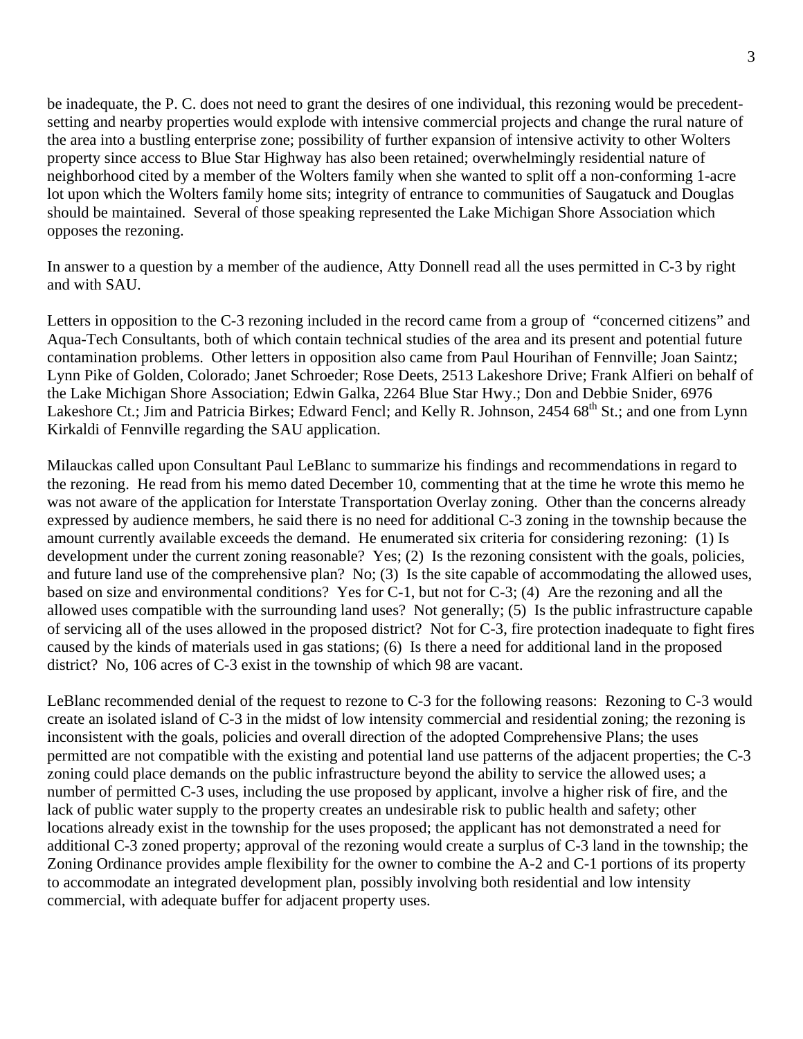be inadequate, the P. C. does not need to grant the desires of one individual, this rezoning would be precedent-setting and nearby properties would explode with intensive commercial projects and change the rural nature of the area into a bustling enterprise zone; possibility of further expansion of intensive activity to other Wolters property since access to Blue Star Highway has also been retained; overwhelmingly residential nature of neighborhood cited by a member of the Wolters family when she wanted to split off a non-conforming 1-acre lot upon which the Wolters family home sits; integrity of entrance to communities of Saugatuck and Douglas should be maintained. Several of those speaking represented the Lake Michigan Shore Association which opposes the rezoning.

In answer to a question by a member of the audience, Atty Donnell read all the uses permitted in C-3 by right and with SAU.

Letters in opposition to the C-3 rezoning included in the record came from a group of "concerned citizens" and Aqua-Tech Consultants, both of which contain technical studies of the area and its present and potential future contamination problems. Other letters in opposition also came from Paul Hourihan of Fennville; Joan Saintz; Lynn Pike of Golden, Colorado; Janet Schroeder; Rose Deets, 2513 Lakeshore Drive; Frank Alfieri on behalf of the Lake Michigan Shore Association; Edwin Galka, 2264 Blue Star Hwy.; Don and Debbie Snider, 6976 Lakeshore Ct.; Jim and Patricia Birkes; Edward Fencl; and Kelly R. Johnson, 2454 68th St.; and one from Lynn Kirkaldi of Fennville regarding the SAU application.

Milauckas called upon Consultant Paul LeBlanc to summarize his findings and recommendations in regard to the rezoning. He read from his memo dated December 10, commenting that at the time he wrote this memo he was not aware of the application for Interstate Transportation Overlay zoning. Other than the concerns already expressed by audience members, he said there is no need for additional C-3 zoning in the township because the amount currently available exceeds the demand. He enumerated six criteria for considering rezoning: (1) Is development under the current zoning reasonable? Yes; (2) Is the rezoning consistent with the goals, policies, and future land use of the comprehensive plan? No; (3) Is the site capable of accommodating the allowed uses, based on size and environmental conditions? Yes for C-1, but not for C-3; (4) Are the rezoning and all the allowed uses compatible with the surrounding land uses? Not generally; (5) Is the public infrastructure capable of servicing all of the uses allowed in the proposed district? Not for C-3, fire protection inadequate to fight fires caused by the kinds of materials used in gas stations; (6) Is there a need for additional land in the proposed district? No, 106 acres of C-3 exist in the township of which 98 are vacant.

LeBlanc recommended denial of the request to rezone to C-3 for the following reasons: Rezoning to C-3 would create an isolated island of C-3 in the midst of low intensity commercial and residential zoning; the rezoning is inconsistent with the goals, policies and overall direction of the adopted Comprehensive Plans; the uses permitted are not compatible with the existing and potential land use patterns of the adjacent properties; the C-3 zoning could place demands on the public infrastructure beyond the ability to service the allowed uses; a number of permitted C-3 uses, including the use proposed by applicant, involve a higher risk of fire, and the lack of public water supply to the property creates an undesirable risk to public health and safety; other locations already exist in the township for the uses proposed; the applicant has not demonstrated a need for additional C-3 zoned property; approval of the rezoning would create a surplus of C-3 land in the township; the Zoning Ordinance provides ample flexibility for the owner to combine the A-2 and C-1 portions of its property to accommodate an integrated development plan, possibly involving both residential and low intensity commercial, with adequate buffer for adjacent property uses.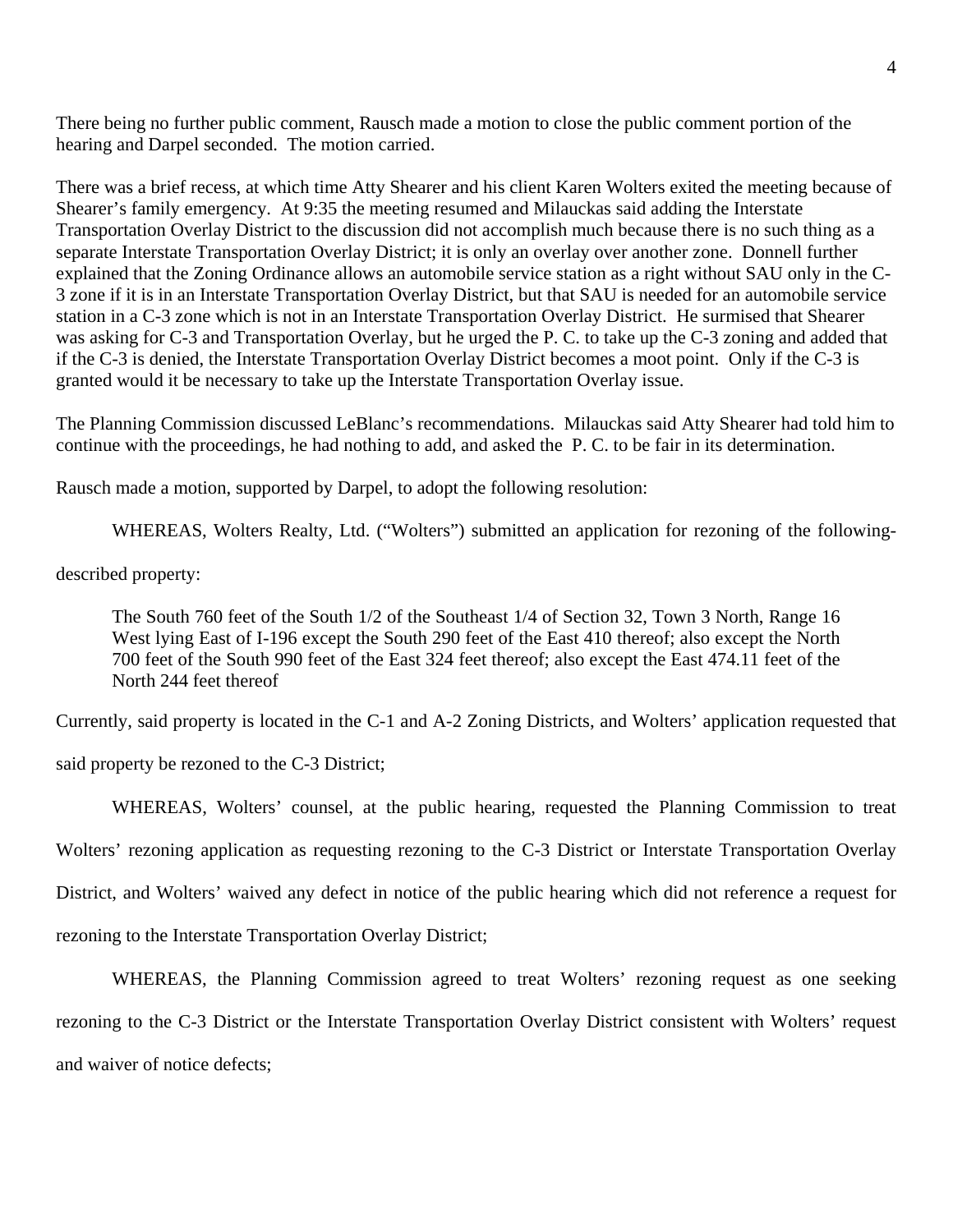There being no further public comment, Rausch made a motion to close the public comment portion of the hearing and Darpel seconded. The motion carried.

There was a brief recess, at which time Atty Shearer and his client Karen Wolters exited the meeting because of Shearer's family emergency. At 9:35 the meeting resumed and Milauckas said adding the Interstate Transportation Overlay District to the discussion did not accomplish much because there is no such thing as a separate Interstate Transportation Overlay District; it is only an overlay over another zone. Donnell further explained that the Zoning Ordinance allows an automobile service station as a right without SAU only in the C-3 zone if it is in an Interstate Transportation Overlay District, but that SAU is needed for an automobile service station in a C-3 zone which is not in an Interstate Transportation Overlay District. He surmised that Shearer was asking for C-3 and Transportation Overlay, but he urged the P. C. to take up the C-3 zoning and added that if the C-3 is denied, the Interstate Transportation Overlay District becomes a moot point. Only if the C-3 is granted would it be necessary to take up the Interstate Transportation Overlay issue.

The Planning Commission discussed LeBlanc's recommendations. Milauckas said Atty Shearer had told him to continue with the proceedings, he had nothing to add, and asked the P. C. to be fair in its determination.

Rausch made a motion, supported by Darpel, to adopt the following resolution:

WHEREAS, Wolters Realty, Ltd. ("Wolters") submitted an application for rezoning of the following-described property:

> The South 760 feet of the South 1/2 of the Southeast 1/4 of Section 32, Town 3 North, Range 16 West lying East of I-196 except the South 290 feet of the East 410 thereof; also except the North 700 feet of the South 990 feet of the East 324 feet thereof; also except the East 474.11 feet of the North 244 feet thereof

Currently, said property is located in the C-1 and A-2 Zoning Districts, and Wolters' application requested that said property be rezoned to the C-3 District;

WHEREAS, Wolters' counsel, at the public hearing, requested the Planning Commission to treat Wolters' rezoning application as requesting rezoning to the C-3 District or Interstate Transportation Overlay District, and Wolters' waived any defect in notice of the public hearing which did not reference a request for rezoning to the Interstate Transportation Overlay District;

WHEREAS, the Planning Commission agreed to treat Wolters' rezoning request as one seeking rezoning to the C-3 District or the Interstate Transportation Overlay District consistent with Wolters' request and waiver of notice defects;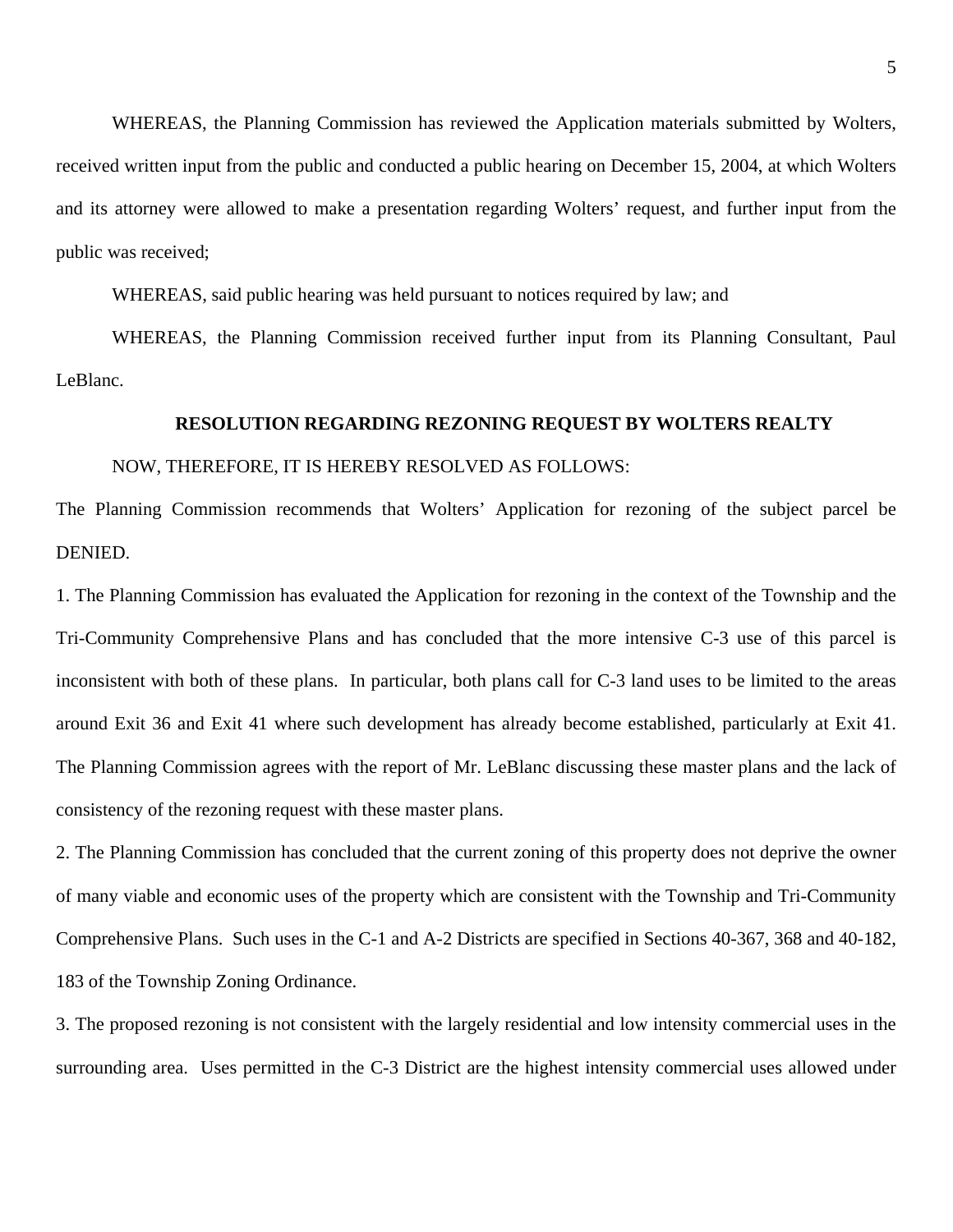WHEREAS, the Planning Commission has reviewed the Application materials submitted by Wolters, received written input from the public and conducted a public hearing on December 15, 2004, at which Wolters and its attorney were allowed to make a presentation regarding Wolters' request, and further input from the public was received;

WHEREAS, said public hearing was held pursuant to notices required by law; and

WHEREAS, the Planning Commission received further input from its Planning Consultant, Paul LeBlanc.

**RESOLUTION REGARDING REZONING REQUEST BY WOLTERS REALTY**

NOW, THEREFORE, IT IS HEREBY RESOLVED AS FOLLOWS:

The Planning Commission recommends that Wolters' Application for rezoning of the subject parcel be DENIED.

1. The Planning Commission has evaluated the Application for rezoning in the context of the Township and the Tri-Community Comprehensive Plans and has concluded that the more intensive C-3 use of this parcel is inconsistent with both of these plans. In particular, both plans call for C-3 land uses to be limited to the areas around Exit 36 and Exit 41 where such development has already become established, particularly at Exit 41. The Planning Commission agrees with the report of Mr. LeBlanc discussing these master plans and the lack of consistency of the rezoning request with these master plans.

2. The Planning Commission has concluded that the current zoning of this property does not deprive the owner of many viable and economic uses of the property which are consistent with the Township and Tri-Community Comprehensive Plans. Such uses in the C-1 and A-2 Districts are specified in Sections 40-367, 368 and 40-182, 183 of the Township Zoning Ordinance.

3. The proposed rezoning is not consistent with the largely residential and low intensity commercial uses in the surrounding area. Uses permitted in the C-3 District are the highest intensity commercial uses allowed under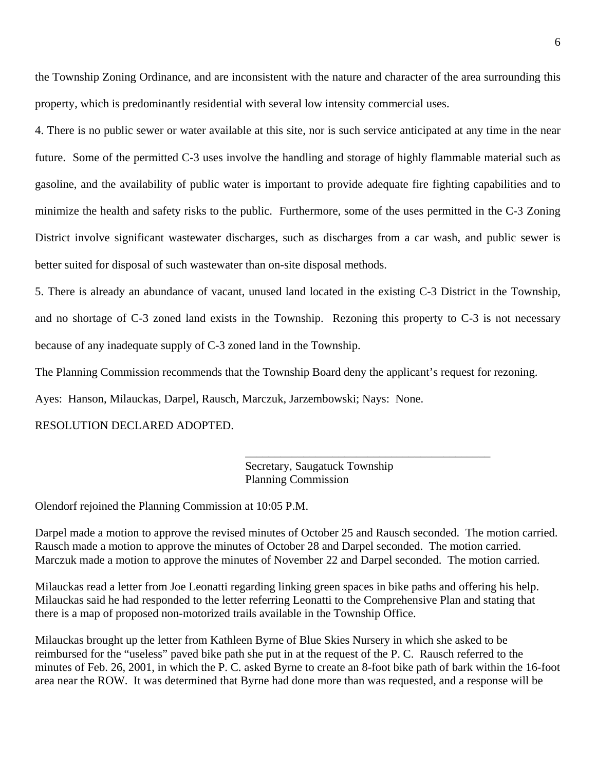the Township Zoning Ordinance, and are inconsistent with the nature and character of the area surrounding this property, which is predominantly residential with several low intensity commercial uses.

4. There is no public sewer or water available at this site, nor is such service anticipated at any time in the near future. Some of the permitted C-3 uses involve the handling and storage of highly flammable material such as gasoline, and the availability of public water is important to provide adequate fire fighting capabilities and to minimize the health and safety risks to the public. Furthermore, some of the uses permitted in the C-3 Zoning District involve significant wastewater discharges, such as discharges from a car wash, and public sewer is better suited for disposal of such wastewater than on-site disposal methods.

5. There is already an abundance of vacant, unused land located in the existing C-3 District in the Township, and no shortage of C-3 zoned land exists in the Township. Rezoning this property to C-3 is not necessary because of any inadequate supply of C-3 zoned land in the Township.

The Planning Commission recommends that the Township Board deny the applicant's request for rezoning.

Ayes: Hanson, Milauckas, Darpel, Rausch, Marczuk, Jarzembowski; Nays: None.

RESOLUTION DECLARED ADOPTED.

\_\_\_\_\_\_\_\_\_\_\_\_\_\_\_\_\_\_\_\_\_\_\_\_\_\_\_\_\_\_\_\_\_\_\_\_\_\_\_\_\_\_
Secretary, Saugatuck Township
Planning Commission

Olendorf rejoined the Planning Commission at 10:05 P.M.

Darpel made a motion to approve the revised minutes of October 25 and Rausch seconded. The motion carried. Rausch made a motion to approve the minutes of October 28 and Darpel seconded. The motion carried. Marczuk made a motion to approve the minutes of November 22 and Darpel seconded. The motion carried.

Milauckas read a letter from Joe Leonatti regarding linking green spaces in bike paths and offering his help. Milauckas said he had responded to the letter referring Leonatti to the Comprehensive Plan and stating that there is a map of proposed non-motorized trails available in the Township Office.

Milauckas brought up the letter from Kathleen Byrne of Blue Skies Nursery in which she asked to be reimbursed for the "useless" paved bike path she put in at the request of the P. C. Rausch referred to the minutes of Feb. 26, 2001, in which the P. C. asked Byrne to create an 8-foot bike path of bark within the 16-foot area near the ROW. It was determined that Byrne had done more than was requested, and a response will be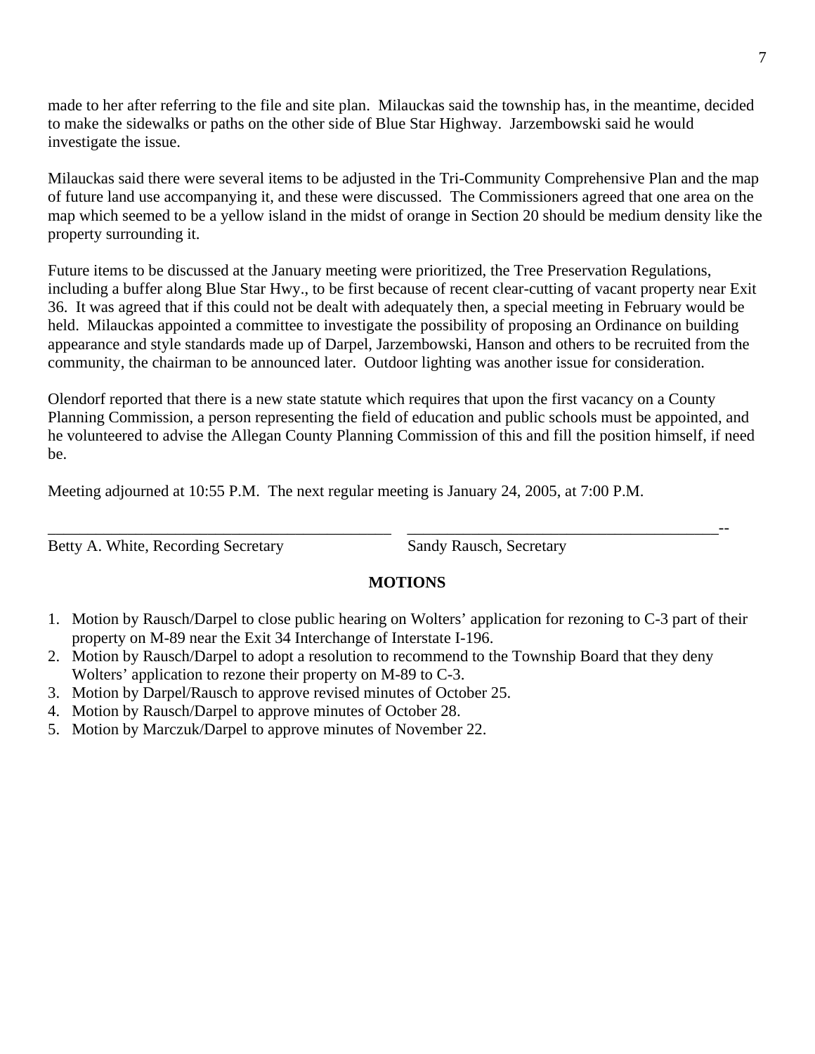made to her after referring to the file and site plan. Milauckas said the township has, in the meantime, decided to make the sidewalks or paths on the other side of Blue Star Highway. Jarzembowski said he would investigate the issue.

Milauckas said there were several items to be adjusted in the Tri-Community Comprehensive Plan and the map of future land use accompanying it, and these were discussed. The Commissioners agreed that one area on the map which seemed to be a yellow island in the midst of orange in Section 20 should be medium density like the property surrounding it.

Future items to be discussed at the January meeting were prioritized, the Tree Preservation Regulations, including a buffer along Blue Star Hwy., to be first because of recent clear-cutting of vacant property near Exit 36. It was agreed that if this could not be dealt with adequately then, a special meeting in February would be held. Milauckas appointed a committee to investigate the possibility of proposing an Ordinance on building appearance and style standards made up of Darpel, Jarzembowski, Hanson and others to be recruited from the community, the chairman to be announced later. Outdoor lighting was another issue for consideration.

Olendorf reported that there is a new state statute which requires that upon the first vacancy on a County Planning Commission, a person representing the field of education and public schools must be appointed, and he volunteered to advise the Allegan County Planning Commission of this and fill the position himself, if need be.

Meeting adjourned at 10:55 P.M. The next regular meeting is January 24, 2005, at 7:00 P.M.

\_\_\_\_\_\_\_\_\_\_\_\_\_\_\_\_\_\_\_\_\_\_\_\_\_\_\_\_\_\_\_\_\_\_\_\_\_\_\_\_\_\_\_\_ \_\_\_\_\_\_\_\_\_\_\_\_\_\_\_\_\_\_\_\_\_\_\_\_\_\_\_\_\_\_\_\_\_\_\_\_\_\_\_\_--

Betty A. White, Recording Secretary Sandy Rausch, Secretary

## MOTIONS

1. Motion by Rausch/Darpel to close public hearing on Wolters' application for rezoning to C-3 part of their property on M-89 near the Exit 34 Interchange of Interstate I-196.
2. Motion by Rausch/Darpel to adopt a resolution to recommend to the Township Board that they deny Wolters' application to rezone their property on M-89 to C-3.
3. Motion by Darpel/Rausch to approve revised minutes of October 25.
4. Motion by Rausch/Darpel to approve minutes of October 28.
5. Motion by Marczuk/Darpel to approve minutes of November 22.